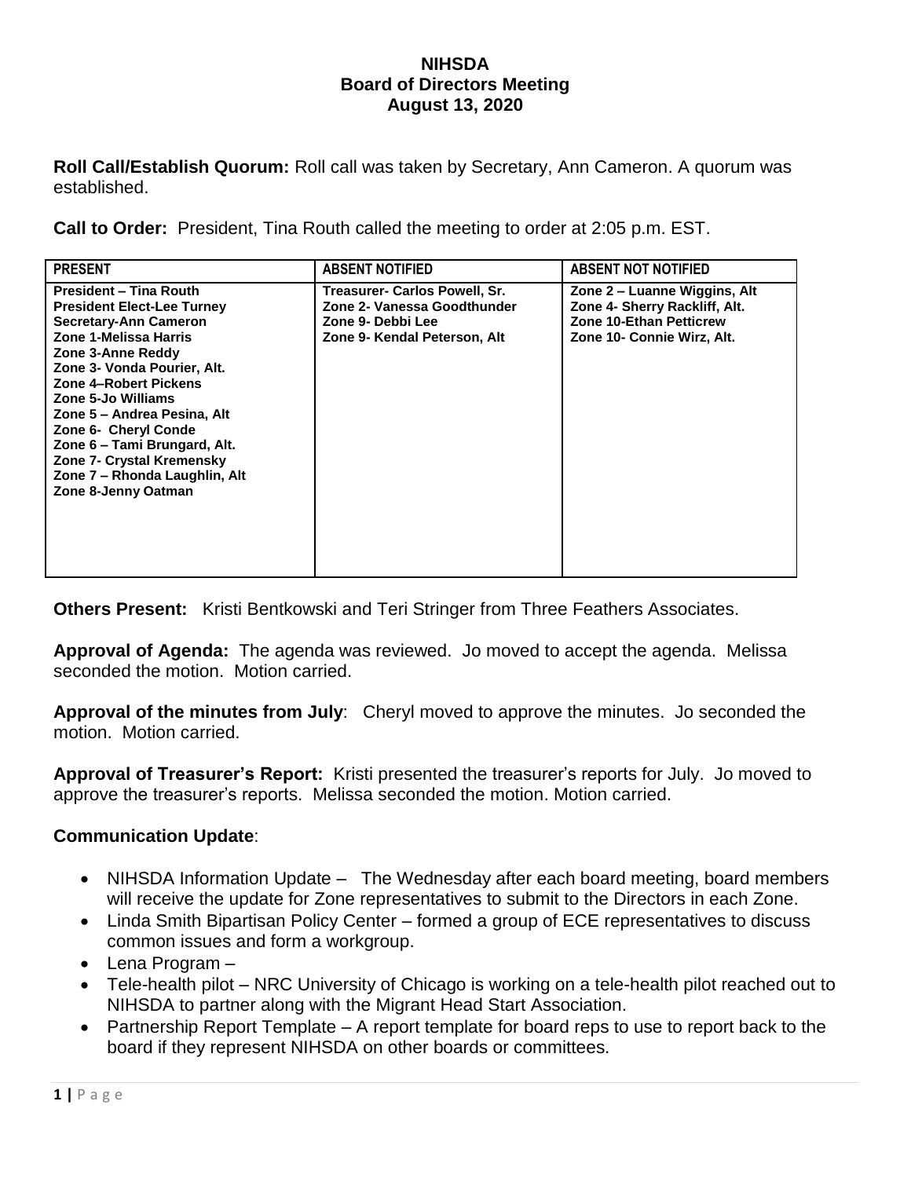# NIHSDA
## Board of Directors Meeting
### August 13, 2020

**Roll Call/Establish Quorum:** Roll call was taken by Secretary, Ann Cameron. A quorum was established.

**Call to Order:** President, Tina Routh called the meeting to order at 2:05 p.m. EST.

| PRESENT | ABSENT NOTIFIED | ABSENT NOT NOTIFIED |
| --- | --- | --- |
| **President – Tina Routh**<br>**President Elect-Lee Turney**<br>**Secretary-Ann Cameron**<br>**Zone 1-Melissa Harris**<br>**Zone 3-Anne Reddy**<br>**Zone 3- Vonda Pourier, Alt.**<br>**Zone 4–Robert Pickens**<br>**Zone 5-Jo Williams**<br>**Zone 5 – Andrea Pesina, Alt**<br>**Zone 6- Cheryl Conde**<br>**Zone 6 – Tami Brungard, Alt.**<br>**Zone 7- Crystal Kremensky**<br>**Zone 7 – Rhonda Laughlin, Alt**<br>**Zone 8-Jenny Oatman** | **Treasurer- Carlos Powell, Sr.**<br>**Zone 2- Vanessa Goodthunder**<br>**Zone 9- Debbi Lee**<br>**Zone 9- Kendal Peterson, Alt** | **Zone 2 – Luanne Wiggins, Alt**<br>**Zone 4- Sherry Rackliff, Alt.**<br>**Zone 10-Ethan Petticrew**<br>**Zone 10- Connie Wirz, Alt.** |

**Others Present:** Kristi Bentkowski and Teri Stringer from Three Feathers Associates.

**Approval of Agenda:** The agenda was reviewed. Jo moved to accept the agenda. Melissa seconded the motion. Motion carried.

**Approval of the minutes from July**: Cheryl moved to approve the minutes. Jo seconded the motion. Motion carried.

**Approval of Treasurer's Report:** Kristi presented the treasurer's reports for July. Jo moved to approve the treasurer's reports. Melissa seconded the motion. Motion carried.

**Communication Update**:

- NIHSDA Information Update – The Wednesday after each board meeting, board members will receive the update for Zone representatives to submit to the Directors in each Zone.
- Linda Smith Bipartisan Policy Center – formed a group of ECE representatives to discuss common issues and form a workgroup.
- Lena Program –
- Tele-health pilot – NRC University of Chicago is working on a tele-health pilot reached out to NIHSDA to partner along with the Migrant Head Start Association.
- Partnership Report Template – A report template for board reps to use to report back to the board if they represent NIHSDA on other boards or committees.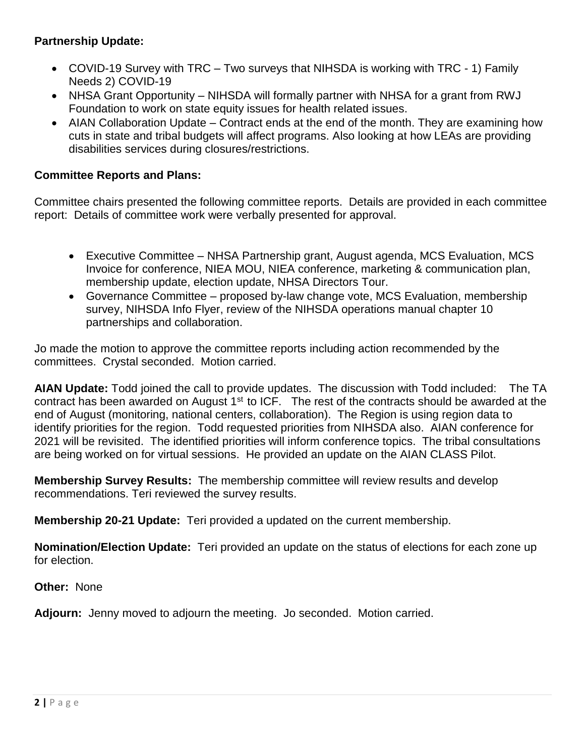**Partnership Update:**

- COVID-19 Survey with TRC – Two surveys that NIHSDA is working with TRC - 1) Family Needs 2) COVID-19
- NHSA Grant Opportunity – NIHSDA will formally partner with NHSA for a grant from RWJ Foundation to work on state equity issues for health related issues.
- AIAN Collaboration Update – Contract ends at the end of the month. They are examining how cuts in state and tribal budgets will affect programs. Also looking at how LEAs are providing disabilities services during closures/restrictions.

**Committee Reports and Plans:**

Committee chairs presented the following committee reports. Details are provided in each committee report: Details of committee work were verbally presented for approval.

- Executive Committee – NHSA Partnership grant, August agenda, MCS Evaluation, MCS Invoice for conference, NIEA MOU, NIEA conference, marketing & communication plan, membership update, election update, NHSA Directors Tour.
- Governance Committee – proposed by-law change vote, MCS Evaluation, membership survey, NIHSDA Info Flyer, review of the NIHSDA operations manual chapter 10 partnerships and collaboration.

Jo made the motion to approve the committee reports including action recommended by the committees. Crystal seconded. Motion carried.

**AIAN Update:** Todd joined the call to provide updates. The discussion with Todd included: The TA contract has been awarded on August 1st to ICF. The rest of the contracts should be awarded at the end of August (monitoring, national centers, collaboration). The Region is using region data to identify priorities for the region. Todd requested priorities from NIHSDA also. AIAN conference for 2021 will be revisited. The identified priorities will inform conference topics. The tribal consultations are being worked on for virtual sessions. He provided an update on the AIAN CLASS Pilot.

**Membership Survey Results:** The membership committee will review results and develop recommendations. Teri reviewed the survey results.

**Membership 20-21 Update:** Teri provided a updated on the current membership.

**Nomination/Election Update:** Teri provided an update on the status of elections for each zone up for election.

**Other:** None

**Adjourn:** Jenny moved to adjourn the meeting. Jo seconded. Motion carried.